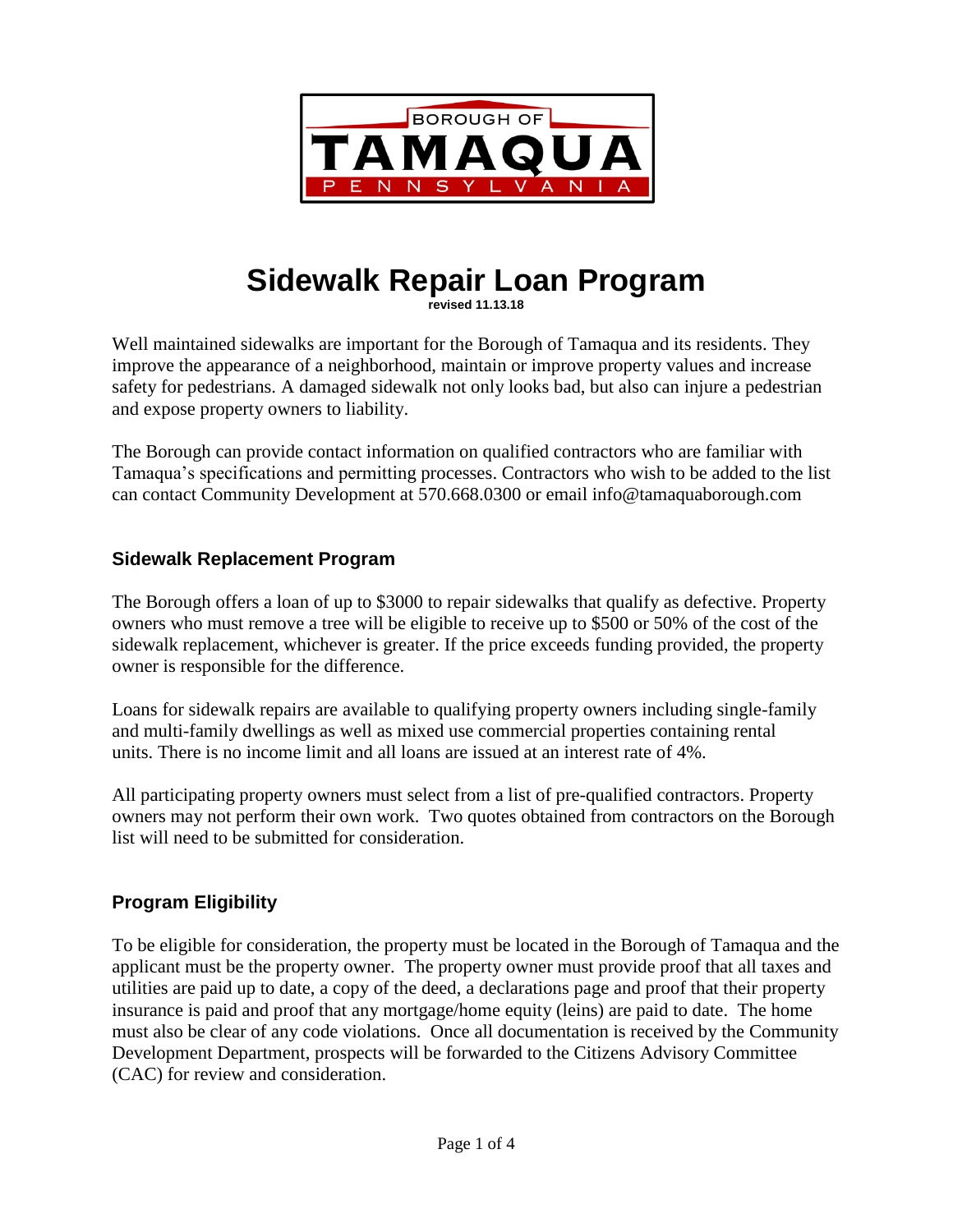BOROUGH OF

TAMAQUA

PENNSYLVANIA

# Sidewalk Repair Loan Program

**revised 11.13.18**

Well maintained sidewalks are important for the Borough of Tamaqua and its residents. They improve the appearance of a neighborhood, maintain or improve property values and increase safety for pedestrians. A damaged sidewalk not only looks bad, but also can injure a pedestrian and expose property owners to liability.

The Borough can provide contact information on qualified contractors who are familiar with Tamaqua's specifications and permitting processes. Contractors who wish to be added to the list can contact Community Development at 570.668.0300 or email info@tamaquaborough.com

## Sidewalk Replacement Program

The Borough offers a loan of up to $3000 to repair sidewalks that qualify as defective. Property owners who must remove a tree will be eligible to receive up to $500 or 50% of the cost of the sidewalk replacement, whichever is greater. If the price exceeds funding provided, the property owner is responsible for the difference.

Loans for sidewalk repairs are available to qualifying property owners including single-family and multi-family dwellings as well as mixed use commercial properties containing rental units. There is no income limit and all loans are issued at an interest rate of 4%.

All participating property owners must select from a list of pre-qualified contractors. Property owners may not perform their own work. Two quotes obtained from contractors on the Borough list will need to be submitted for consideration.

## Program Eligibility

To be eligible for consideration, the property must be located in the Borough of Tamaqua and the applicant must be the property owner. The property owner must provide proof that all taxes and utilities are paid up to date, a copy of the deed, a declarations page and proof that their property insurance is paid and proof that any mortgage/home equity (leins) are paid to date. The home must also be clear of any code violations. Once all documentation is received by the Community Development Department, prospects will be forwarded to the Citizens Advisory Committee (CAC) for review and consideration.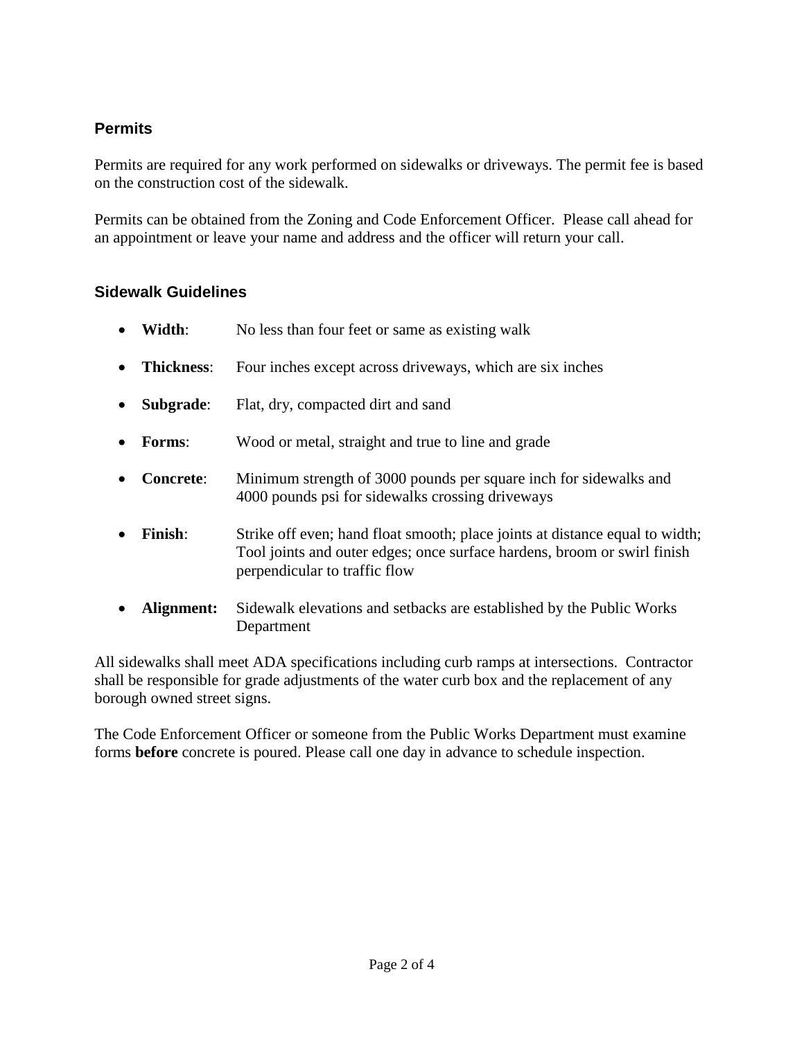## Permits

Permits are required for any work performed on sidewalks or driveways. The permit fee is based on the construction cost of the sidewalk.

Permits can be obtained from the Zoning and Code Enforcement Officer. Please call ahead for an appointment or leave your name and address and the officer will return your call.

## Sidewalk Guidelines

- **Width**: No less than four feet or same as existing walk
- **Thickness**: Four inches except across driveways, which are six inches
- **Subgrade**: Flat, dry, compacted dirt and sand
- **Forms**: Wood or metal, straight and true to line and grade
- **Concrete**: Minimum strength of 3000 pounds per square inch for sidewalks and 4000 pounds psi for sidewalks crossing driveways
- **Finish**: Strike off even; hand float smooth; place joints at distance equal to width; Tool joints and outer edges; once surface hardens, broom or swirl finish perpendicular to traffic flow
- **Alignment:** Sidewalk elevations and setbacks are established by the Public Works Department

All sidewalks shall meet ADA specifications including curb ramps at intersections. Contractor shall be responsible for grade adjustments of the water curb box and the replacement of any borough owned street signs.

The Code Enforcement Officer or someone from the Public Works Department must examine forms **before** concrete is poured. Please call one day in advance to schedule inspection.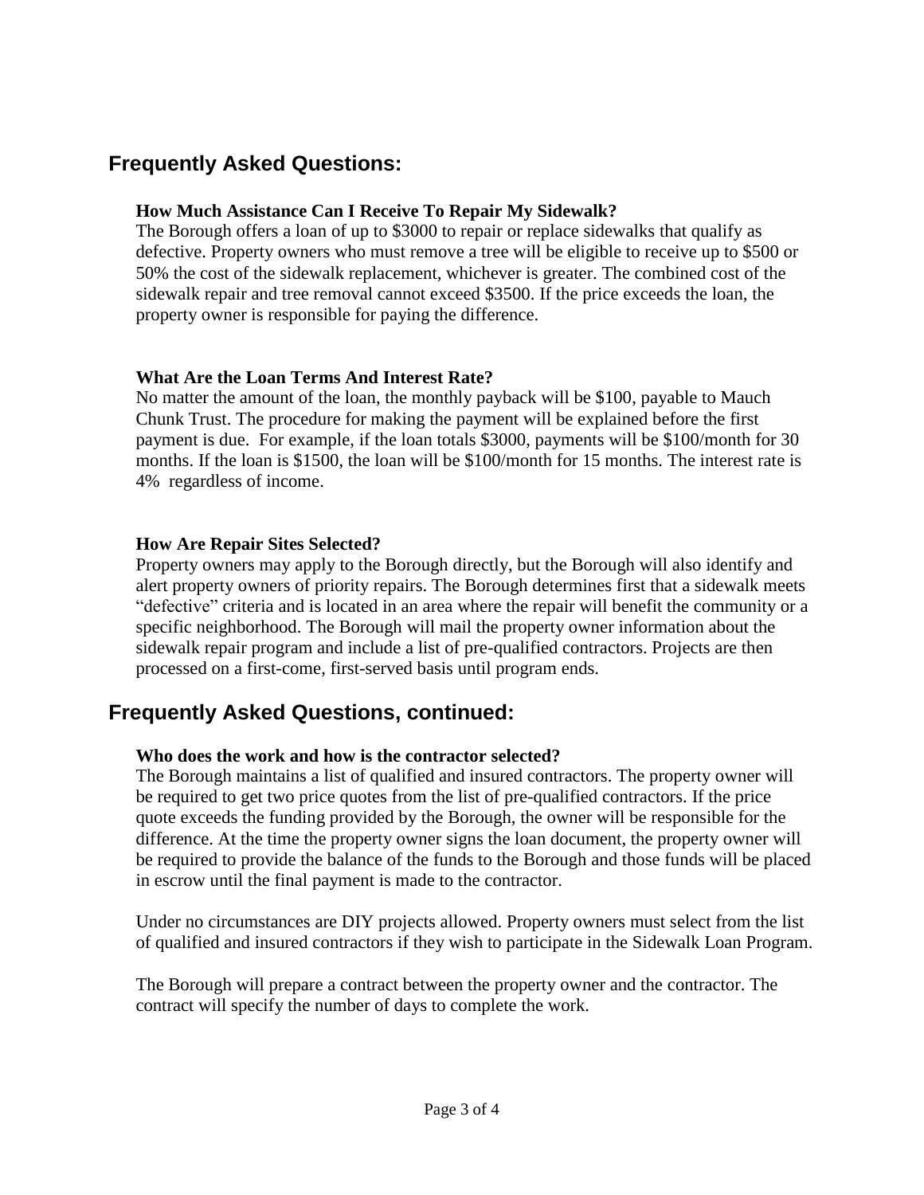## Frequently Asked Questions:

### How Much Assistance Can I Receive To Repair My Sidewalk?

The Borough offers a loan of up to $3000 to repair or replace sidewalks that qualify as defective. Property owners who must remove a tree will be eligible to receive up to $500 or 50% the cost of the sidewalk replacement, whichever is greater. The combined cost of the sidewalk repair and tree removal cannot exceed $3500. If the price exceeds the loan, the property owner is responsible for paying the difference.

### What Are the Loan Terms And Interest Rate?

No matter the amount of the loan, the monthly payback will be $100, payable to Mauch Chunk Trust. The procedure for making the payment will be explained before the first payment is due. For example, if the loan totals $3000, payments will be $100/month for 30 months. If the loan is $1500, the loan will be $100/month for 15 months. The interest rate is 4% regardless of income.

### How Are Repair Sites Selected?

Property owners may apply to the Borough directly, but the Borough will also identify and alert property owners of priority repairs. The Borough determines first that a sidewalk meets "defective" criteria and is located in an area where the repair will benefit the community or a specific neighborhood. The Borough will mail the property owner information about the sidewalk repair program and include a list of pre-qualified contractors. Projects are then processed on a first-come, first-served basis until program ends.

## Frequently Asked Questions, continued:

### Who does the work and how is the contractor selected?

The Borough maintains a list of qualified and insured contractors. The property owner will be required to get two price quotes from the list of pre-qualified contractors. If the price quote exceeds the funding provided by the Borough, the owner will be responsible for the difference. At the time the property owner signs the loan document, the property owner will be required to provide the balance of the funds to the Borough and those funds will be placed in escrow until the final payment is made to the contractor.

Under no circumstances are DIY projects allowed. Property owners must select from the list of qualified and insured contractors if they wish to participate in the Sidewalk Loan Program.

The Borough will prepare a contract between the property owner and the contractor. The contract will specify the number of days to complete the work.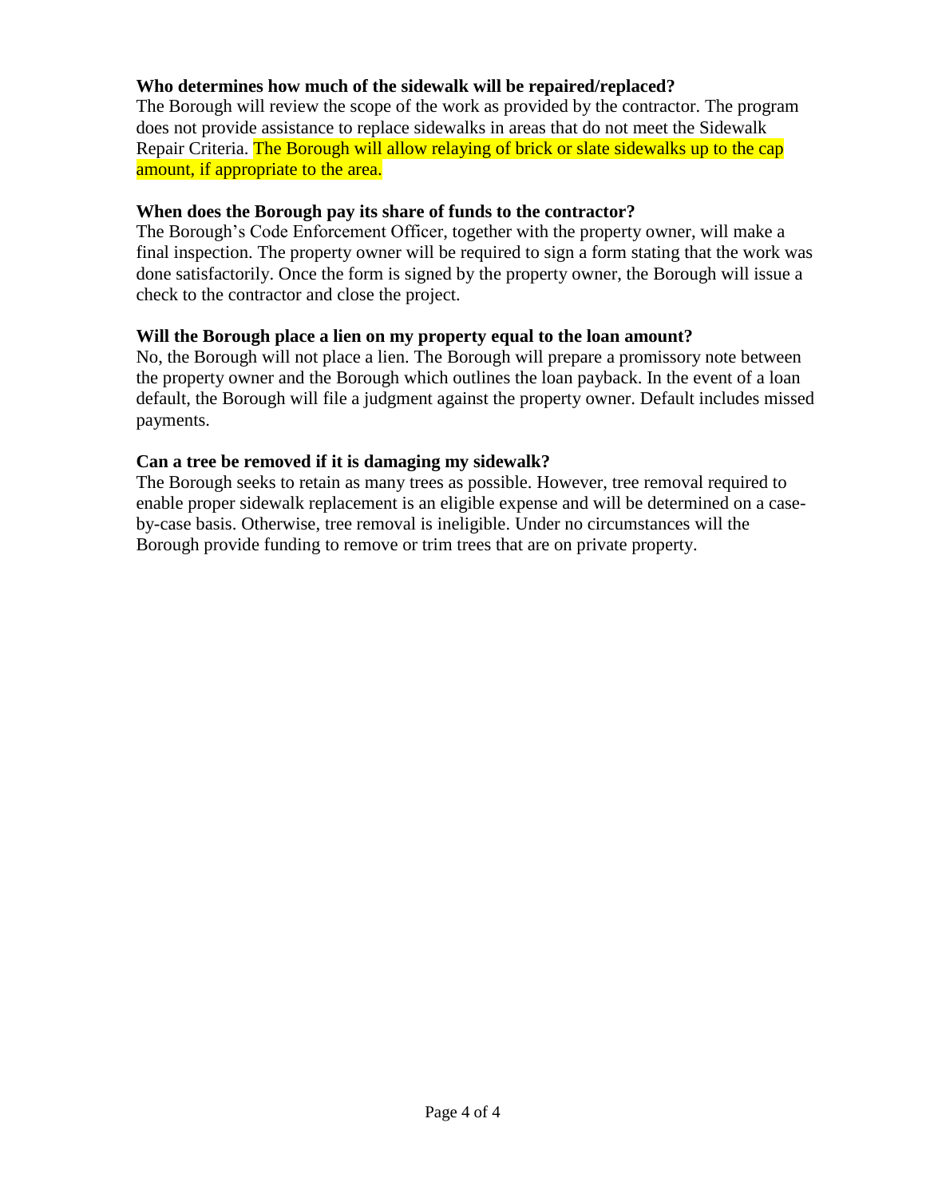**Who determines how much of the sidewalk will be repaired/replaced?**

The Borough will review the scope of the work as provided by the contractor. The program does not provide assistance to replace sidewalks in areas that do not meet the Sidewalk Repair Criteria. The Borough will allow relaying of brick or slate sidewalks up to the cap amount, if appropriate to the area.

**When does the Borough pay its share of funds to the contractor?**

The Borough's Code Enforcement Officer, together with the property owner, will make a final inspection. The property owner will be required to sign a form stating that the work was done satisfactorily. Once the form is signed by the property owner, the Borough will issue a check to the contractor and close the project.

**Will the Borough place a lien on my property equal to the loan amount?**

No, the Borough will not place a lien. The Borough will prepare a promissory note between the property owner and the Borough which outlines the loan payback. In the event of a loan default, the Borough will file a judgment against the property owner. Default includes missed payments.

**Can a tree be removed if it is damaging my sidewalk?**

The Borough seeks to retain as many trees as possible. However, tree removal required to enable proper sidewalk replacement is an eligible expense and will be determined on a case-by-case basis. Otherwise, tree removal is ineligible. Under no circumstances will the Borough provide funding to remove or trim trees that are on private property.